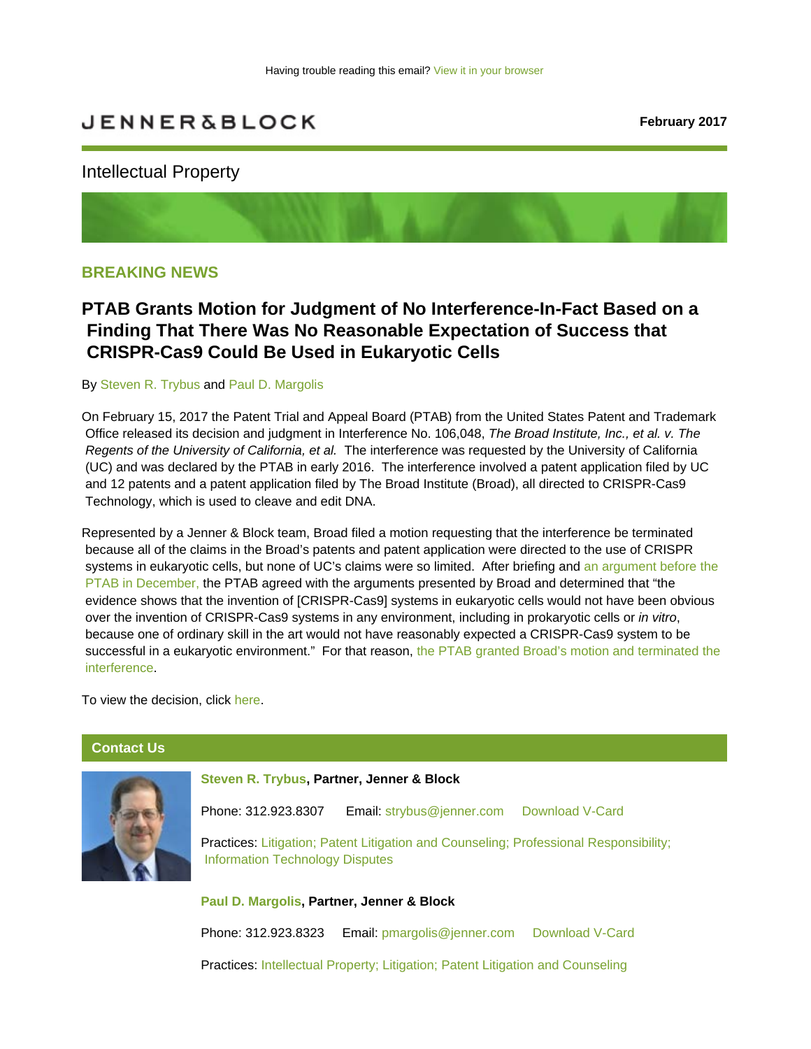Having trouble reading this email? View it in your browser

JENNER&BLOCK

February 2017

Intellectual Property

## BREAKING NEWS

# PTAB Grants Motion for Judgment of No Interference-In-Fact Based on a Finding That There Was No Reasonable Expectation of Success that CRISPR-Cas9 Could Be Used in Eukaryotic Cells

By Steven R. Trybus and Paul D. Margolis

On February 15, 2017 the Patent Trial and Appeal Board (PTAB) from the United States Patent and Trademark Office released its decision and judgment in Interference No. 106,048, *The Broad Institute, Inc., et al. v. The Regents of the University of California, et al.* The interference was requested by the University of California (UC) and was declared by the PTAB in early 2016. The interference involved a patent application filed by UC and 12 patents and a patent application filed by The Broad Institute (Broad), all directed to CRISPR-Cas9 Technology, which is used to cleave and edit DNA.

Represented by a Jenner & Block team, Broad filed a motion requesting that the interference be terminated because all of the claims in the Broad's patents and patent application were directed to the use of CRISPR systems in eukaryotic cells, but none of UC's claims were so limited. After briefing and an argument before the PTAB in December, the PTAB agreed with the arguments presented by Broad and determined that "the evidence shows that the invention of [CRISPR-Cas9] systems in eukaryotic cells would not have been obvious over the invention of CRISPR-Cas9 systems in any environment, including in prokaryotic cells or *in vitro*, because one of ordinary skill in the art would not have reasonably expected a CRISPR-Cas9 system to be successful in a eukaryotic environment." For that reason, the PTAB granted Broad's motion and terminated the interference.

To view the decision, click here.

## Contact Us

**Steven R. Trybus, Partner, Jenner & Block**

Phone: 312.923.8307 Email: strybus@jenner.com Download V-Card

Practices: Litigation; Patent Litigation and Counseling; Professional Responsibility; Information Technology Disputes

**Paul D. Margolis, Partner, Jenner & Block**

Phone: 312.923.8323 Email: pmargolis@jenner.com Download V-Card

Practices: Intellectual Property; Litigation; Patent Litigation and Counseling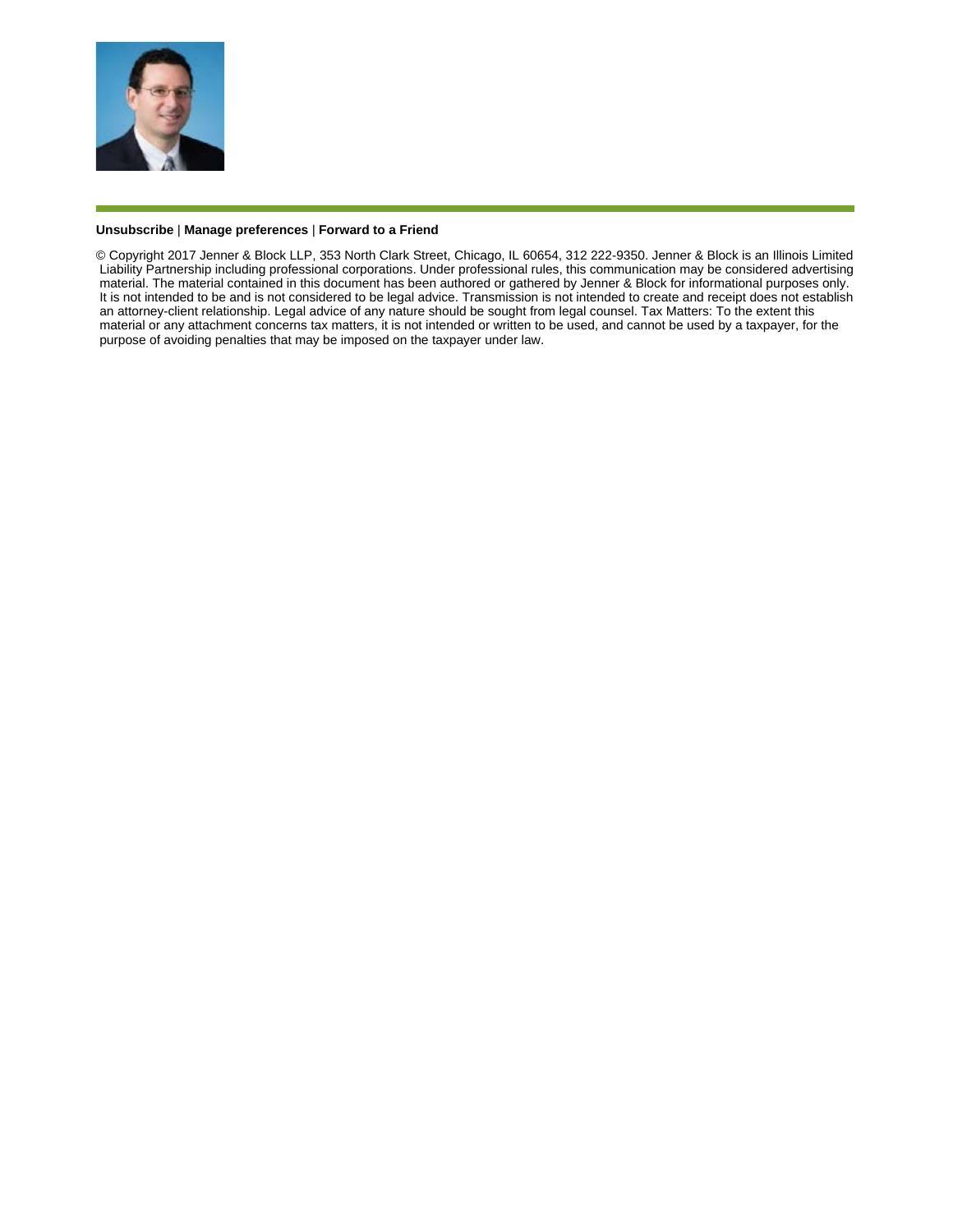**Unsubscribe** | **Manage preferences** | **Forward to a Friend**

© Copyright 2017 Jenner & Block LLP, 353 North Clark Street, Chicago, IL 60654, 312 222-9350. Jenner & Block is an Illinois Limited Liability Partnership including professional corporations. Under professional rules, this communication may be considered advertising material. The material contained in this document has been authored or gathered by Jenner & Block for informational purposes only. It is not intended to be and is not considered to be legal advice. Transmission is not intended to create and receipt does not establish an attorney-client relationship. Legal advice of any nature should be sought from legal counsel. Tax Matters: To the extent this material or any attachment concerns tax matters, it is not intended or written to be used, and cannot be used by a taxpayer, for the purpose of avoiding penalties that may be imposed on the taxpayer under law.